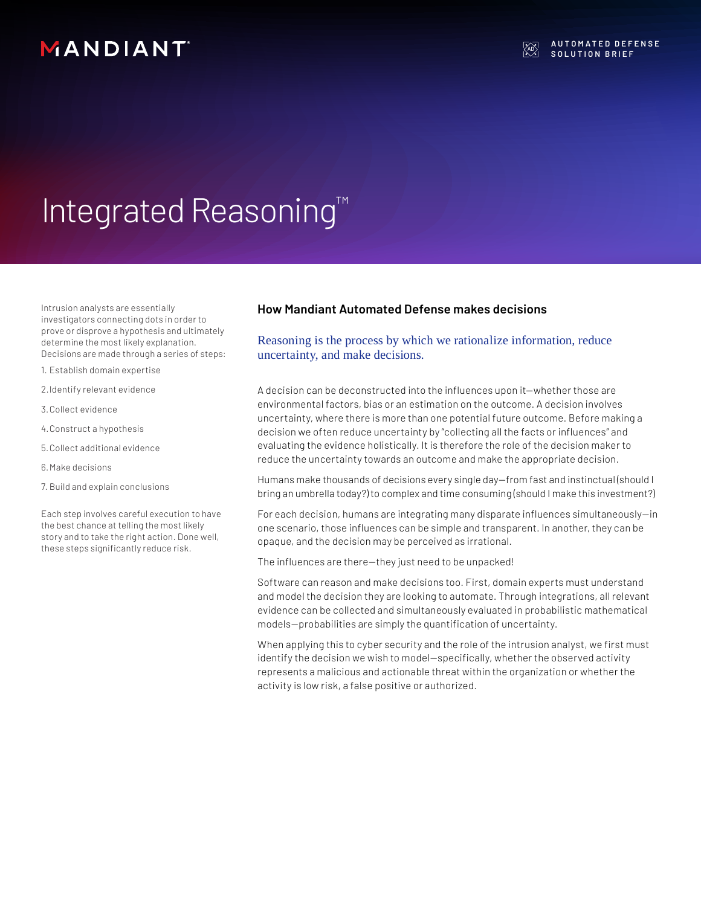MANDIANT

AUTOMATED DEFENSE SOLUTION BRIEF

# Integrated Reasoning™

Intrusion analysts are essentially investigators connecting dots in order to prove or disprove a hypothesis and ultimately determine the most likely explanation. Decisions are made through a series of steps:

1. Establish domain expertise
2. Identify relevant evidence
3. Collect evidence
4. Construct a hypothesis
5. Collect additional evidence
6. Make decisions
7. Build and explain conclusions

Each step involves careful execution to have the best chance at telling the most likely story and to take the right action. Done well, these steps significantly reduce risk.

## How Mandiant Automated Defense makes decisions

Reasoning is the process by which we rationalize information, reduce uncertainty, and make decisions.

A decision can be deconstructed into the influences upon it—whether those are environmental factors, bias or an estimation on the outcome. A decision involves uncertainty, where there is more than one potential future outcome. Before making a decision we often reduce uncertainty by "collecting all the facts or influences" and evaluating the evidence holistically. It is therefore the role of the decision maker to reduce the uncertainty towards an outcome and make the appropriate decision.

Humans make thousands of decisions every single day—from fast and instinctual (should I bring an umbrella today?) to complex and time consuming (should I make this investment?)

For each decision, humans are integrating many disparate influences simultaneously—in one scenario, those influences can be simple and transparent. In another, they can be opaque, and the decision may be perceived as irrational.

The influences are there—they just need to be unpacked!

Software can reason and make decisions too. First, domain experts must understand and model the decision they are looking to automate. Through integrations, all relevant evidence can be collected and simultaneously evaluated in probabilistic mathematical models—probabilities are simply the quantification of uncertainty.

When applying this to cyber security and the role of the intrusion analyst, we first must identify the decision we wish to model—specifically, whether the observed activity represents a malicious and actionable threat within the organization or whether the activity is low risk, a false positive or authorized.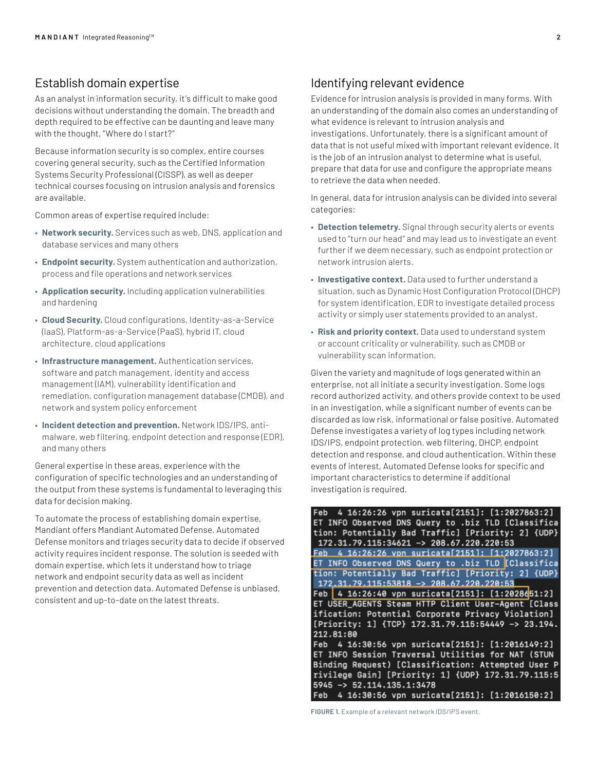## Establish domain expertise

As an analyst in information security, it's difficult to make good decisions without understanding the domain. The breadth and depth required to be effective can be daunting and leave many with the thought, "Where do I start?"

Because information security is so complex, entire courses covering general security, such as the Certified Information Systems Security Professional (CISSP), as well as deeper technical courses focusing on intrusion analysis and forensics are available.

Common areas of expertise required include:

- **Network security.** Services such as web, DNS, application and database services and many others
- **Endpoint security.** System authentication and authorization, process and file operations and network services
- **Application security.** Including application vulnerabilities and hardening
- **Cloud Security.** Cloud configurations, Identity-as-a-Service (IaaS), Platform-as-a-Service (PaaS), hybrid IT, cloud architecture, cloud applications
- **Infrastructure management.** Authentication services, software and patch management, identity and access management (IAM), vulnerability identification and remediation, configuration management database (CMDB), and network and system policy enforcement
- **Incident detection and prevention.** Network IDS/IPS, anti-malware, web filtering, endpoint detection and response (EDR), and many others

General expertise in these areas, experience with the configuration of specific technologies and an understanding of the output from these systems is fundamental to leveraging this data for decision making.

To automate the process of establishing domain expertise, Mandiant offers Mandiant Automated Defense. Automated Defense monitors and triages security data to decide if observed activity requires incident response. The solution is seeded with domain expertise, which lets it understand how to triage network and endpoint security data as well as incident prevention and detection data. Automated Defense is unbiased, consistent and up-to-date on the latest threats.

## Identifying relevant evidence

Evidence for intrusion analysis is provided in many forms. With an understanding of the domain also comes an understanding of what evidence is relevant to intrusion analysis and investigations. Unfortunately, there is a significant amount of data that is not useful mixed with important relevant evidence. It is the job of an intrusion analyst to determine what is useful, prepare that data for use and configure the appropriate means to retrieve the data when needed.

In general, data for intrusion analysis can be divided into several categories:

- **Detection telemetry.** Signal through security alerts or events used to "turn our head" and may lead us to investigate an event further if we deem necessary, such as endpoint protection or network intrusion alerts.
- **Investigative context.** Data used to further understand a situation, such as Dynamic Host Configuration Protocol (DHCP) for system identification, EDR to investigate detailed process activity or simply user statements provided to an analyst.
- **Risk and priority context.** Data used to understand system or account criticality or vulnerability, such as CMDB or vulnerability scan information.

Given the variety and magnitude of logs generated within an enterprise, not all initiate a security investigation. Some logs record authorized activity, and others provide context to be used in an investigation, while a significant number of events can be discarded as low risk, informational or false positive. Automated Defense investigates a variety of log types including network IDS/IPS, endpoint protection, web filtering, DHCP, endpoint detection and response, and cloud authentication. Within these events of interest, Automated Defense looks for specific and important characteristics to determine if additional investigation is required.

```
Feb  4 16:26:26 vpn suricata[2151]: [1:2027863:2]
ET INFO Observed DNS Query to .biz TLD [Classifica
tion: Potentially Bad Traffic] [Priority: 2] {UDP}
 172.31.79.115:34621 -> 208.67.220.220:53
Feb  4 16:26:26 vpn suricata[2151]: [1:2027863:2]
ET INFO Observed DNS Query to .biz TLD [Classifica
tion: Potentially Bad Traffic] [Priority: 2] {UDP}
 172.31.79.115:53818 -> 208.67.220.220:53
Feb  4 16:26:40 vpn suricata[2151]: [1:2028651:2]
ET USER_AGENTS Steam HTTP Client User-Agent [Class
ification: Potential Corporate Privacy Violation]
[Priority: 1] {TCP} 172.31.79.115:54449 -> 23.194.
212.81:80
Feb  4 16:30:56 vpn suricata[2151]: [1:2016149:2]
ET INFO Session Traversal Utilities for NAT (STUN
Binding Request) [Classification: Attempted User P
rivilege Gain] [Priority: 1] {UDP} 172.31.79.115:5
5945 -> 52.114.135.1:3478
Feb  4 16:30:56 vpn suricata[2151]: [1:2016150:2]
```

**FIGURE 1.** Example of a relevant network IDS/IPS event.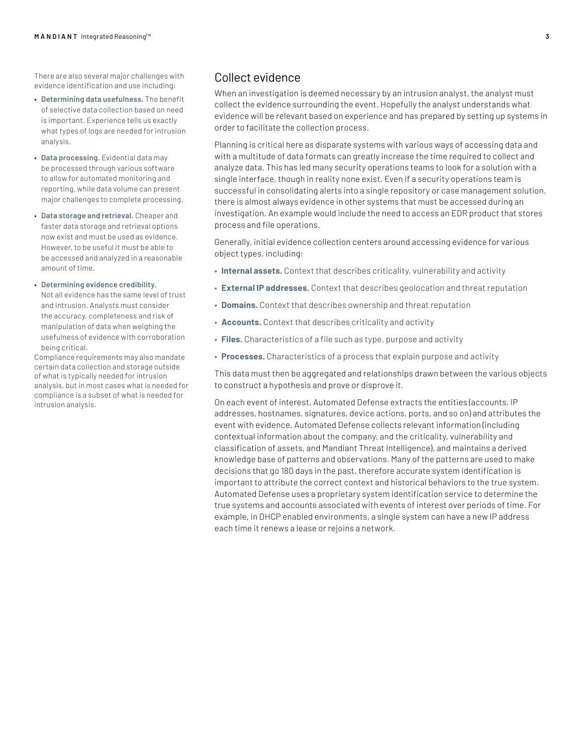There are also several major challenges with evidence identification and use including:

- **Determining data usefulness.** The benefit of selective data collection based on need is important. Experience tells us exactly what types of logs are needed for intrusion analysis.
- **Data processing.** Evidential data may be processed through various software to allow for automated monitoring and reporting, while data volume can present major challenges to complete processing.
- **Data storage and retrieval.** Cheaper and faster data storage and retrieval options now exist and must be used as evidence. However, to be useful it must be able to be accessed and analyzed in a reasonable amount of time.
- **Determining evidence credibility.** Not all evidence has the same level of trust and intrusion. Analysts must consider the accuracy, completeness and risk of manipulation of data when weighing the usefulness of evidence with corroboration being critical.

Compliance requirements may also mandate certain data collection and storage outside of what is typically needed for intrusion analysis, but in most cases what is needed for compliance is a subset of what is needed for intrusion analysis.

## Collect evidence

When an investigation is deemed necessary by an intrusion analyst, the analyst must collect the evidence surrounding the event. Hopefully the analyst understands what evidence will be relevant based on experience and has prepared by setting up systems in order to facilitate the collection process.

Planning is critical here as disparate systems with various ways of accessing data and with a multitude of data formats can greatly increase the time required to collect and analyze data. This has led many security operations teams to look for a solution with a single interface, though in reality none exist. Even if a security operations team is successful in consolidating alerts into a single repository or case management solution, there is almost always evidence in other systems that must be accessed during an investigation. An example would include the need to access an EDR product that stores process and file operations.

Generally, initial evidence collection centers around accessing evidence for various object types, including:

- **Internal assets.** Context that describes criticality, vulnerability and activity
- **External IP addresses.** Context that describes geolocation and threat reputation
- **Domains.** Context that describes ownership and threat reputation
- **Accounts.** Context that describes criticality and activity
- **Files.** Characteristics of a file such as type, purpose and activity
- **Processes.** Characteristics of a process that explain purpose and activity

This data must then be aggregated and relationships drawn between the various objects to construct a hypothesis and prove or disprove it.

On each event of interest, Automated Defense extracts the entities (accounts, IP addresses, hostnames, signatures, device actions, ports, and so on) and attributes the event with evidence. Automated Defense collects relevant information (including contextual information about the company, and the criticality, vulnerability and classification of assets, and Mandiant Threat Intelligence), and maintains a derived knowledge base of patterns and observations. Many of the patterns are used to make decisions that go 180 days in the past, therefore accurate system identification is important to attribute the correct context and historical behaviors to the true system. Automated Defense uses a proprietary system identification service to determine the true systems and accounts associated with events of interest over periods of time. For example, in DHCP enabled environments, a single system can have a new IP address each time it renews a lease or rejoins a network.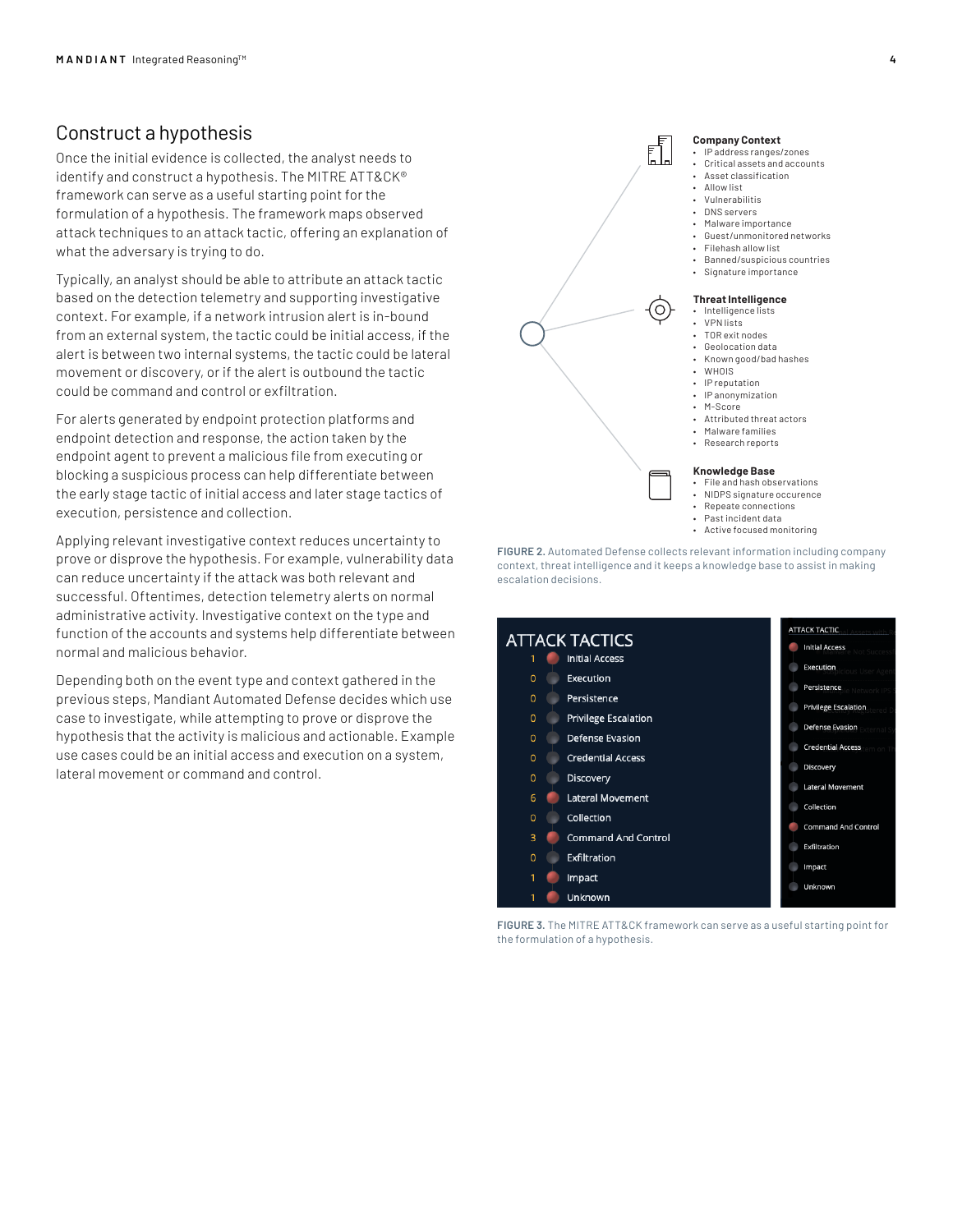## Construct a hypothesis

Once the initial evidence is collected, the analyst needs to identify and construct a hypothesis. The MITRE ATT&CK® framework can serve as a useful starting point for the formulation of a hypothesis. The framework maps observed attack techniques to an attack tactic, offering an explanation of what the adversary is trying to do.

Typically, an analyst should be able to attribute an attack tactic based on the detection telemetry and supporting investigative context. For example, if a network intrusion alert is in-bound from an external system, the tactic could be initial access, if the alert is between two internal systems, the tactic could be lateral movement or discovery, or if the alert is outbound the tactic could be command and control or exfiltration.

For alerts generated by endpoint protection platforms and endpoint detection and response, the action taken by the endpoint agent to prevent a malicious file from executing or blocking a suspicious process can help differentiate between the early stage tactic of initial access and later stage tactics of execution, persistence and collection.

Applying relevant investigative context reduces uncertainty to prove or disprove the hypothesis. For example, vulnerability data can reduce uncertainty if the attack was both relevant and successful. Oftentimes, detection telemetry alerts on normal administrative activity. Investigative context on the type and function of the accounts and systems help differentiate between normal and malicious behavior.

Depending both on the event type and context gathered in the previous steps, Mandiant Automated Defense decides which use case to investigate, while attempting to prove or disprove the hypothesis that the activity is malicious and actionable. Example use cases could be an initial access and execution on a system, lateral movement or command and control.

**Company Context**
- IP address ranges/zones
- Critical assets and accounts
- Asset classification
- Allow list
- Vulnerabilitis
- DNS servers
- Malware importance
- Guest/unmonitored networks
- Filehash allow list
- Banned/suspicious countries
- Signature importance

**Threat Intelligence**
- Intelligence lists
- VPN lists
- TOR exit nodes
- Geolocation data
- Known good/bad hashes
- WHOIS
- IP reputation
- IP anonymization
- M-Score
- Attributed threat actors
- Malware families
- Research reports

**Knowledge Base**
- File and hash observations
- NIDPS signature occurence
- Repeate connections
- Past incident data
- Active focused monitoring

FIGURE 2. Automated Defense collects relevant information including company context, threat intelligence and it keeps a knowledge base to assist in making escalation decisions.

**ATTACK TACTICS**

| Count | Tactic |
|---|---|
| 1 | Initial Access |
| 0 | Execution |
| 0 | Persistence |
| 0 | Privilege Escalation |
| 0 | Defense Evasion |
| 0 | Credential Access |
| 0 | Discovery |
| 6 | Lateral Movement |
| 0 | Collection |
| 3 | Command And Control |
| 0 | Exfiltration |
| 1 | Impact |
| 1 | Unknown |

ATTACK TACTIC
- Initial Access
- Execution
- Persistence
- Privilege Escalation
- Defense Evasion
- Credential Access
- Discovery
- Lateral Movement
- Collection
- Command And Control
- Exfiltration
- Impact
- Unknown

FIGURE 3. The MITRE ATT&CK framework can serve as a useful starting point for the formulation of a hypothesis.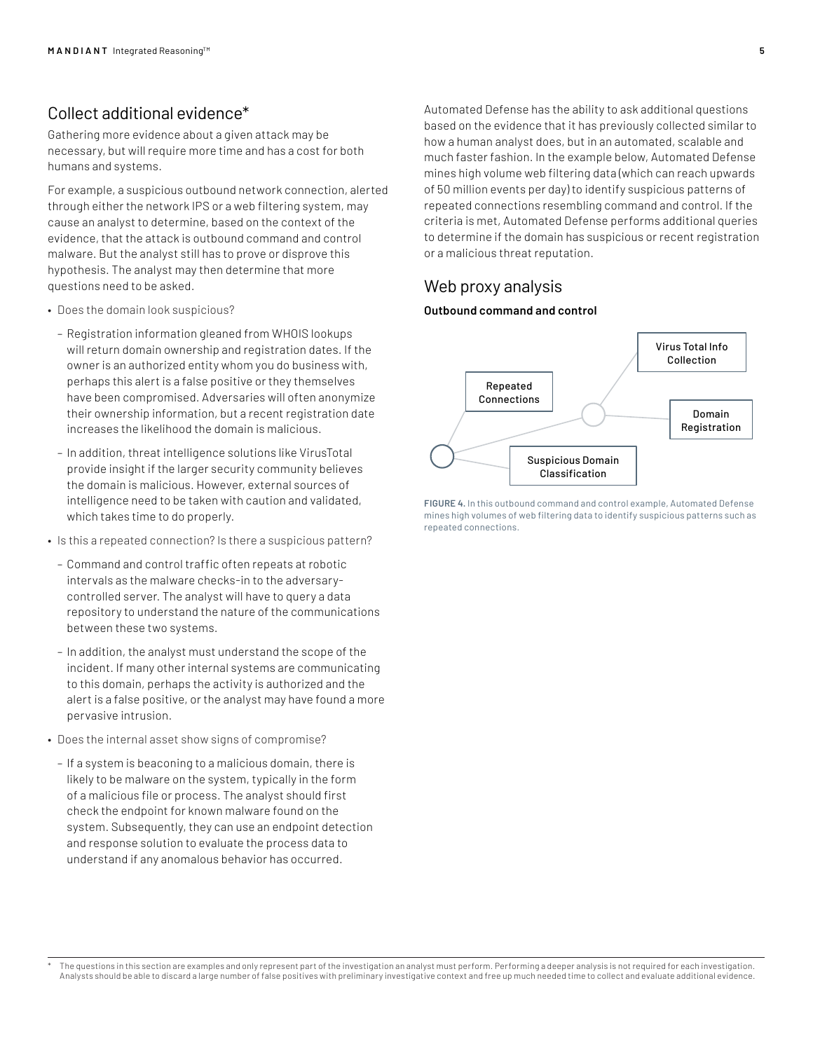## Collect additional evidence*

Gathering more evidence about a given attack may be necessary, but will require more time and has a cost for both humans and systems.

For example, a suspicious outbound network connection, alerted through either the network IPS or a web filtering system, may cause an analyst to determine, based on the context of the evidence, that the attack is outbound command and control malware. But the analyst still has to prove or disprove this hypothesis. The analyst may then determine that more questions need to be asked.

- Does the domain look suspicious?
  - Registration information gleaned from WHOIS lookups will return domain ownership and registration dates. If the owner is an authorized entity whom you do business with, perhaps this alert is a false positive or they themselves have been compromised. Adversaries will often anonymize their ownership information, but a recent registration date increases the likelihood the domain is malicious.
  - In addition, threat intelligence solutions like VirusTotal provide insight if the larger security community believes the domain is malicious. However, external sources of intelligence need to be taken with caution and validated, which takes time to do properly.
- Is this a repeated connection? Is there a suspicious pattern?
  - Command and control traffic often repeats at robotic intervals as the malware checks-in to the adversary-controlled server. The analyst will have to query a data repository to understand the nature of the communications between these two systems.
  - In addition, the analyst must understand the scope of the incident. If many other internal systems are communicating to this domain, perhaps the activity is authorized and the alert is a false positive, or the analyst may have found a more pervasive intrusion.
- Does the internal asset show signs of compromise?
  - If a system is beaconing to a malicious domain, there is likely to be malware on the system, typically in the form of a malicious file or process. The analyst should first check the endpoint for known malware found on the system. Subsequently, they can use an endpoint detection and response solution to evaluate the process data to understand if any anomalous behavior has occurred.

Automated Defense has the ability to ask additional questions based on the evidence that it has previously collected similar to how a human analyst does, but in an automated, scalable and much faster fashion. In the example below, Automated Defense mines high volume web filtering data (which can reach upwards of 50 million events per day) to identify suspicious patterns of repeated connections resembling command and control. If the criteria is met, Automated Defense performs additional queries to determine if the domain has suspicious or recent registration or a malicious threat reputation.

## Web proxy analysis

**Outbound command and control**

Repeated Connections

Suspicious Domain Classification

Virus Total Info Collection

Domain Registration

FIGURE 4. In this outbound command and control example, Automated Defense mines high volumes of web filtering data to identify suspicious patterns such as repeated connections.

* The questions in this section are examples and only represent part of the investigation an analyst must perform. Performing a deeper analysis is not required for each investigation. Analysts should be able to discard a large number of false positives with preliminary investigative context and free up much needed time to collect and evaluate additional evidence.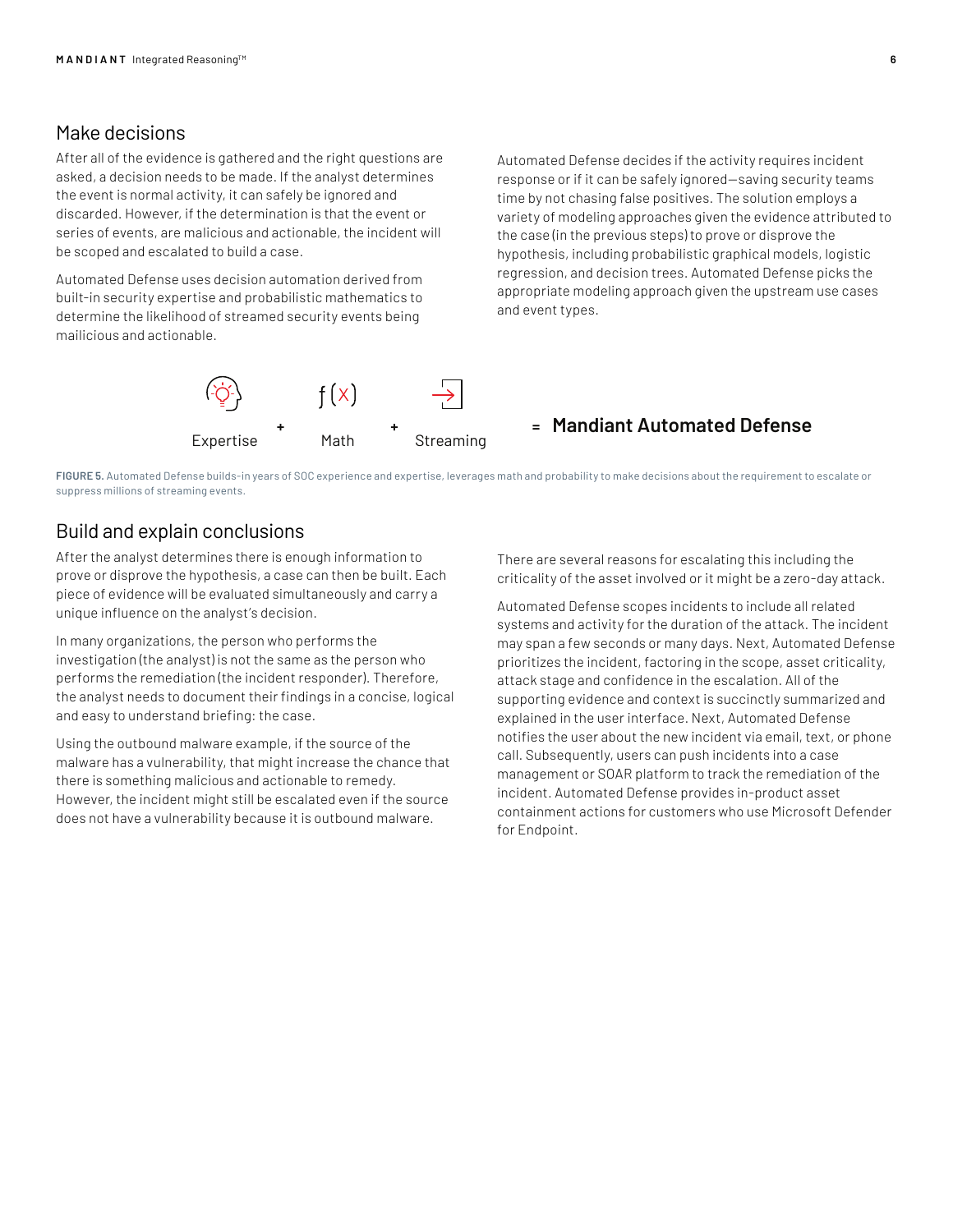## Make decisions

After all of the evidence is gathered and the right questions are asked, a decision needs to be made. If the analyst determines the event is normal activity, it can safely be ignored and discarded. However, if the determination is that the event or series of events, are malicious and actionable, the incident will be scoped and escalated to build a case.

Automated Defense uses decision automation derived from built-in security expertise and probabilistic mathematics to determine the likelihood of streamed security events being mailicious and actionable.

Automated Defense decides if the activity requires incident response or if it can be safely ignored—saving security teams time by not chasing false positives. The solution employs a variety of modeling approaches given the evidence attributed to the case (in the previous steps) to prove or disprove the hypothesis, including probabilistic graphical models, logistic regression, and decision trees. Automated Defense picks the appropriate modeling approach given the upstream use cases and event types.

Expertise + Math + Streaming = **Mandiant Automated Defense**

**FIGURE 5.** Automated Defense builds-in years of SOC experience and expertise, leverages math and probability to make decisions about the requirement to escalate or suppress millions of streaming events.

## Build and explain conclusions

After the analyst determines there is enough information to prove or disprove the hypothesis, a case can then be built. Each piece of evidence will be evaluated simultaneously and carry a unique influence on the analyst's decision.

In many organizations, the person who performs the investigation (the analyst) is not the same as the person who performs the remediation (the incident responder). Therefore, the analyst needs to document their findings in a concise, logical and easy to understand briefing: the case.

Using the outbound malware example, if the source of the malware has a vulnerability, that might increase the chance that there is something malicious and actionable to remedy. However, the incident might still be escalated even if the source does not have a vulnerability because it is outbound malware.

There are several reasons for escalating this including the criticality of the asset involved or it might be a zero-day attack.

Automated Defense scopes incidents to include all related systems and activity for the duration of the attack. The incident may span a few seconds or many days. Next, Automated Defense prioritizes the incident, factoring in the scope, asset criticality, attack stage and confidence in the escalation. All of the supporting evidence and context is succinctly summarized and explained in the user interface. Next, Automated Defense notifies the user about the new incident via email, text, or phone call. Subsequently, users can push incidents into a case management or SOAR platform to track the remediation of the incident. Automated Defense provides in-product asset containment actions for customers who use Microsoft Defender for Endpoint.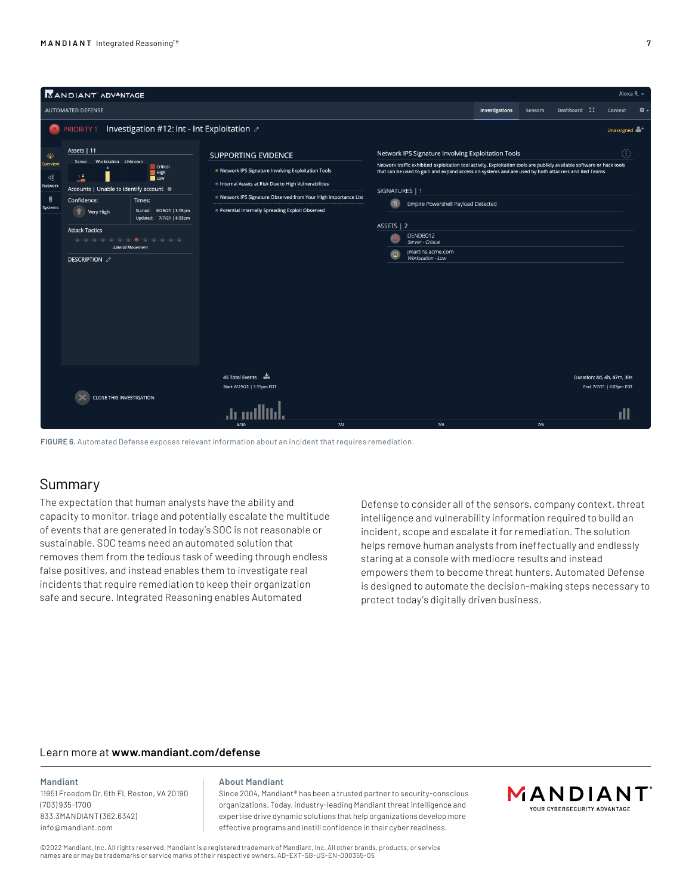FIGURE 6. Automated Defense exposes relevant information about an incident that requires remediation.

## Summary

The expectation that human analysts have the ability and capacity to monitor, triage and potentially escalate the multitude of events that are generated in today's SOC is not reasonable or sustainable. SOC teams need an automated solution that removes them from the tedious task of weeding through endless false positives, and instead enables them to investigate real incidents that require remediation to keep their organization safe and secure. Integrated Reasoning enables Automated Defense to consider all of the sensors, company context, threat intelligence and vulnerability information required to build an incident, scope and escalate it for remediation. The solution helps remove human analysts from ineffectually and endlessly staring at a console with mediocre results and instead empowers them to become threat hunters. Automated Defense is designed to automate the decision-making steps necessary to protect today's digitally driven business.

Learn more at **www.mandiant.com/defense**

**Mandiant**
11951 Freedom Dr, 6th Fl, Reston, VA 20190
(703) 935-1700
833.3MANDIANT (362.6342)
info@mandiant.com

**About Mandiant**
Since 2004, Mandiant® has been a trusted partner to security-conscious organizations. Today, industry-leading Mandiant threat intelligence and expertise drive dynamic solutions that help organizations develop more effective programs and instill confidence in their cyber readiness.

MANDIANT®
YOUR CYBERSECURITY ADVANTAGE

©2022 Mandiant, Inc. All rights reserved. Mandiant is a registered trademark of Mandiant, Inc. All other brands, products, or service names are or may be trademarks or service marks of their respective owners. AD-EXT-SB-US-EN-000355-05